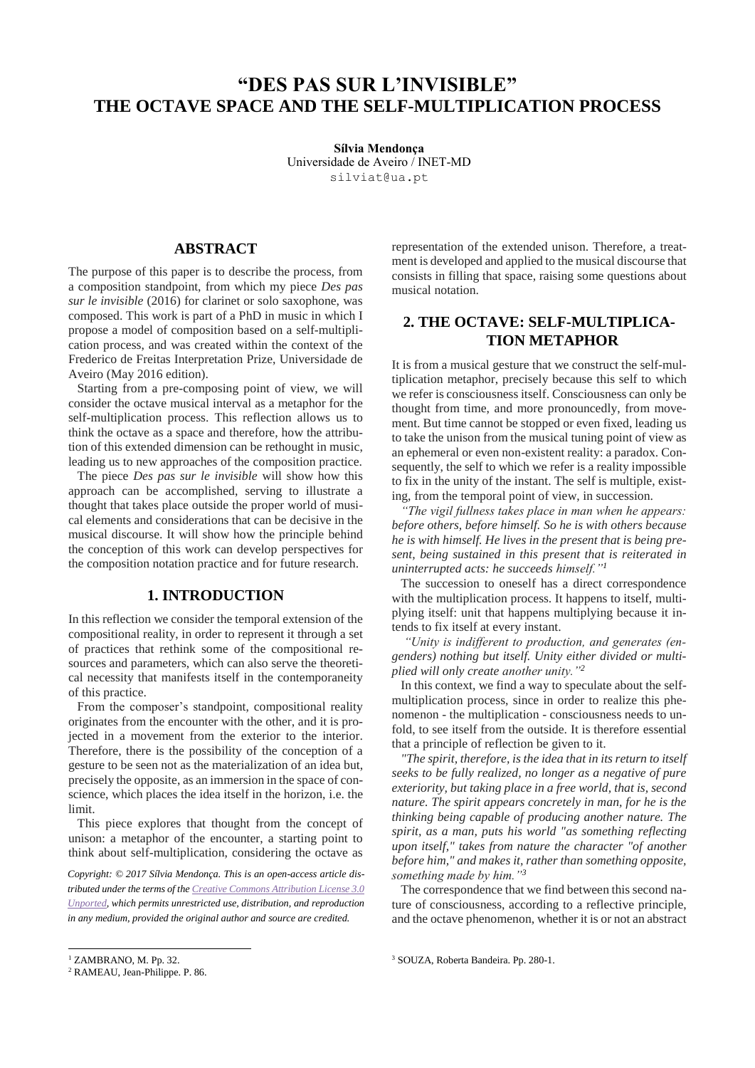# "DES PAS SUR L'INVISIBLE" THE OCTAVE SPACE AND THE SELF-MULTIPLICATION PROCESS

**Sílvia Mendonça**
Universidade de Aveiro / INET-MD
silviat@ua.pt

## ABSTRACT

The purpose of this paper is to describe the process, from a composition standpoint, from which my piece *Des pas sur le invisible* (2016) for clarinet or solo saxophone, was composed. This work is part of a PhD in music in which I propose a model of composition based on a self-multiplication process, and was created within the context of the Frederico de Freitas Interpretation Prize, Universidade de Aveiro (May 2016 edition).

Starting from a pre-composing point of view, we will consider the octave musical interval as a metaphor for the self-multiplication process. This reflection allows us to think the octave as a space and therefore, how the attribution of this extended dimension can be rethought in music, leading us to new approaches of the composition practice.

The piece *Des pas sur le invisible* will show how this approach can be accomplished, serving to illustrate a thought that takes place outside the proper world of musical elements and considerations that can be decisive in the musical discourse. It will show how the principle behind the conception of this work can develop perspectives for the composition notation practice and for future research.

## 1. INTRODUCTION

In this reflection we consider the temporal extension of the compositional reality, in order to represent it through a set of practices that rethink some of the compositional resources and parameters, which can also serve the theoretical necessity that manifests itself in the contemporaneity of this practice.

From the composer's standpoint, compositional reality originates from the encounter with the other, and it is projected in a movement from the exterior to the interior. Therefore, there is the possibility of the conception of a gesture to be seen not as the materialization of an idea but, precisely the opposite, as an immersion in the space of conscience, which places the idea itself in the horizon, i.e. the limit.

This piece explores that thought from the concept of unison: a metaphor of the encounter, a starting point to think about self-multiplication, considering the octave as representation of the extended unison. Therefore, a treatment is developed and applied to the musical discourse that consists in filling that space, raising some questions about musical notation.

*Copyright: © 2017 Sílvia Mendonça. This is an open-access article distributed under the terms of the Creative Commons Attribution License 3.0 Unported, which permits unrestricted use, distribution, and reproduction in any medium, provided the original author and source are credited.*

## 2. THE OCTAVE: SELF-MULTIPLICATION METAPHOR

It is from a musical gesture that we construct the self-multiplication metaphor, precisely because this self to which we refer is consciousness itself. Consciousness can only be thought from time, and more pronouncedly, from movement. But time cannot be stopped or even fixed, leading us to take the unison from the musical tuning point of view as an ephemeral or even non-existent reality: a paradox. Consequently, the self to which we refer is a reality impossible to fix in the unity of the instant. The self is multiple, existing, from the temporal point of view, in succession.

*"The vigil fullness takes place in man when he appears: before others, before himself. So he is with others because he is with himself. He lives in the present that is being present, being sustained in this present that is reiterated in uninterrupted acts: he succeeds himself."*[1]

The succession to oneself has a direct correspondence with the multiplication process. It happens to itself, multiplying itself: unit that happens multiplying because it intends to fix itself at every instant.

*"Unity is indifferent to production, and generates (engenders) nothing but itself. Unity either divided or multiplied will only create another unity."*[2]

In this context, we find a way to speculate about the self-multiplication process, since in order to realize this phenomenon - the multiplication - consciousness needs to unfold, to see itself from the outside. It is therefore essential that a principle of reflection be given to it.

*"The spirit, therefore, is the idea that in its return to itself seeks to be fully realized, no longer as a negative of pure exteriority, but taking place in a free world, that is, second nature. The spirit appears concretely in man, for he is the thinking being capable of producing another nature. The spirit, as a man, puts his world "as something reflecting upon itself," takes from nature the character "of another before him," and makes it, rather than something opposite, something made by him."*[3]

The correspondence that we find between this second nature of consciousness, according to a reflective principle, and the octave phenomenon, whether it is or not an abstract

[1] ZAMBRANO, M. Pp. 32.

[2] RAMEAU, Jean-Philippe. P. 86.

[3] SOUZA, Roberta Bandeira. Pp. 280-1.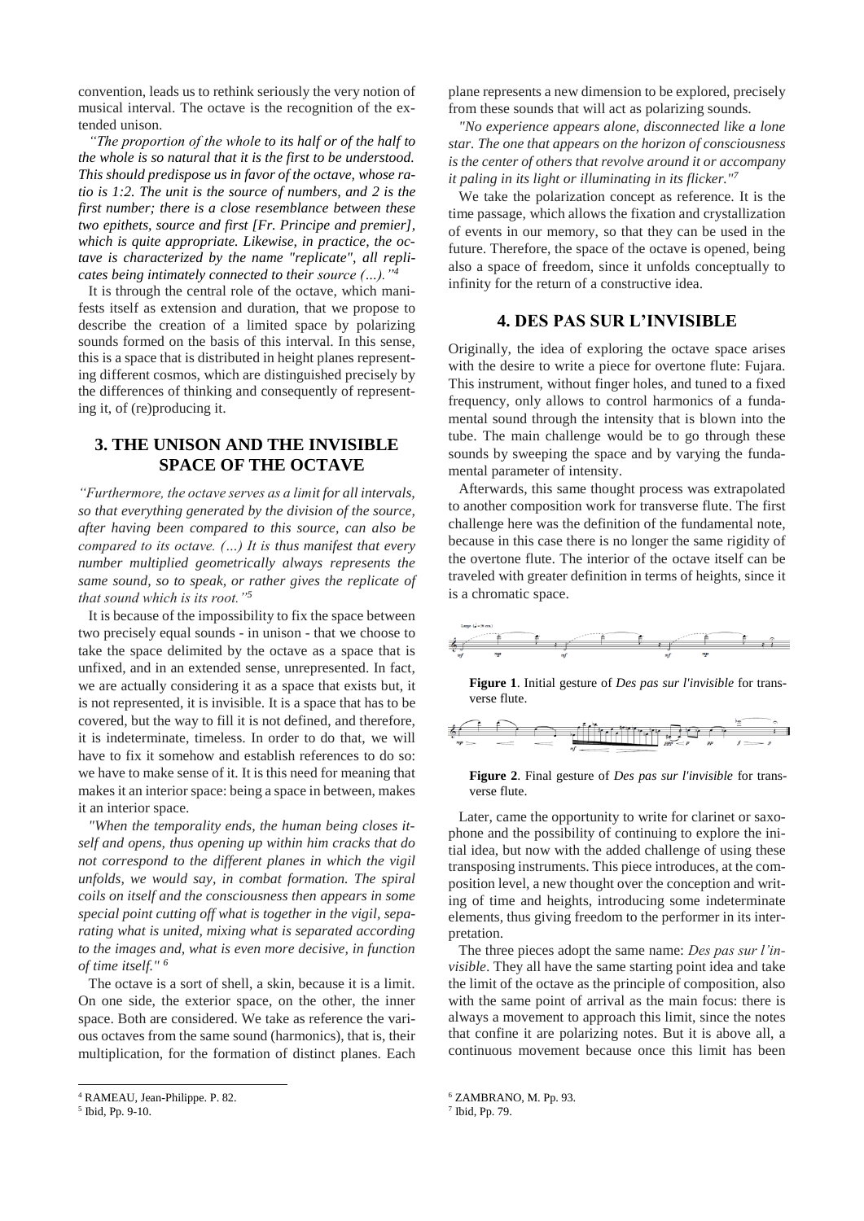convention, leads us to rethink seriously the very notion of musical interval. The octave is the recognition of the extended unison.

*"The proportion of the whole to its half or of the half to the whole is so natural that it is the first to be understood. This should predispose us in favor of the octave, whose ratio is 1:2. The unit is the source of numbers, and 2 is the first number; there is a close resemblance between these two epithets, source and first [Fr. Principe and premier], which is quite appropriate. Likewise, in practice, the octave is characterized by the name "replicate", all replicates being intimately connected to their source (…)."*[4]

It is through the central role of the octave, which manifests itself as extension and duration, that we propose to describe the creation of a limited space by polarizing sounds formed on the basis of this interval. In this sense, this is a space that is distributed in height planes representing different cosmos, which are distinguished precisely by the differences of thinking and consequently of representing it, of (re)producing it.

## 3. THE UNISON AND THE INVISIBLE SPACE OF THE OCTAVE

*"Furthermore, the octave serves as a limit for all intervals, so that everything generated by the division of the source, after having been compared to this source, can also be compared to its octave. (…) It is thus manifest that every number multiplied geometrically always represents the same sound, so to speak, or rather gives the replicate of that sound which is its root."*[5]

It is because of the impossibility to fix the space between two precisely equal sounds - in unison - that we choose to take the space delimited by the octave as a space that is unfixed, and in an extended sense, unrepresented. In fact, we are actually considering it as a space that exists but, it is not represented, it is invisible. It is a space that has to be covered, but the way to fill it is not defined, and therefore, it is indeterminate, timeless. In order to do that, we will have to fix it somehow and establish references to do so: we have to make sense of it. It is this need for meaning that makes it an interior space: being a space in between, makes it an interior space.

*"When the temporality ends, the human being closes itself and opens, thus opening up within him cracks that do not correspond to the different planes in which the vigil unfolds, we would say, in combat formation. The spiral coils on itself and the consciousness then appears in some special point cutting off what is together in the vigil, separating what is united, mixing what is separated according to the images and, what is even more decisive, in function of time itself."*[6]

The octave is a sort of shell, a skin, because it is a limit. On one side, the exterior space, on the other, the inner space. Both are considered. We take as reference the various octaves from the same sound (harmonics), that is, their multiplication, for the formation of distinct planes. Each plane represents a new dimension to be explored, precisely from these sounds that will act as polarizing sounds.

*"No experience appears alone, disconnected like a lone star. The one that appears on the horizon of consciousness is the center of others that revolve around it or accompany it paling in its light or illuminating in its flicker."*[7]

We take the polarization concept as reference. It is the time passage, which allows the fixation and crystallization of events in our memory, so that they can be used in the future. Therefore, the space of the octave is opened, being also a space of freedom, since it unfolds conceptually to infinity for the return of a constructive idea.

## 4. DES PAS SUR L'INVISIBLE

Originally, the idea of exploring the octave space arises with the desire to write a piece for overtone flute: Fujara. This instrument, without finger holes, and tuned to a fixed frequency, only allows to control harmonics of a fundamental sound through the intensity that is blown into the tube. The main challenge would be to go through these sounds by sweeping the space and by varying the fundamental parameter of intensity.

Afterwards, this same thought process was extrapolated to another composition work for transverse flute. The first challenge here was the definition of the fundamental note, because in this case there is no longer the same rigidity of the overtone flute. The interior of the octave itself can be traveled with greater definition in terms of heights, since it is a chromatic space.

**Figure 1**. Initial gesture of *Des pas sur l'invisible* for transverse flute.

**Figure 2**. Final gesture of *Des pas sur l'invisible* for transverse flute.

Later, came the opportunity to write for clarinet or saxophone and the possibility of continuing to explore the initial idea, but now with the added challenge of using these transposing instruments. This piece introduces, at the composition level, a new thought over the conception and writing of time and heights, introducing some indeterminate elements, thus giving freedom to the performer in its interpretation.

The three pieces adopt the same name: *Des pas sur l'invisible*. They all have the same starting point idea and take the limit of the octave as the principle of composition, also with the same point of arrival as the main focus: there is always a movement to approach this limit, since the notes that confine it are polarizing notes. But it is above all, a continuous movement because once this limit has been

---

[4] RAMEAU, Jean-Philippe. P. 82.

[5] Ibid, Pp. 9-10.

[6] ZAMBRANO, M. Pp. 93.

[7] Ibid, Pp. 79.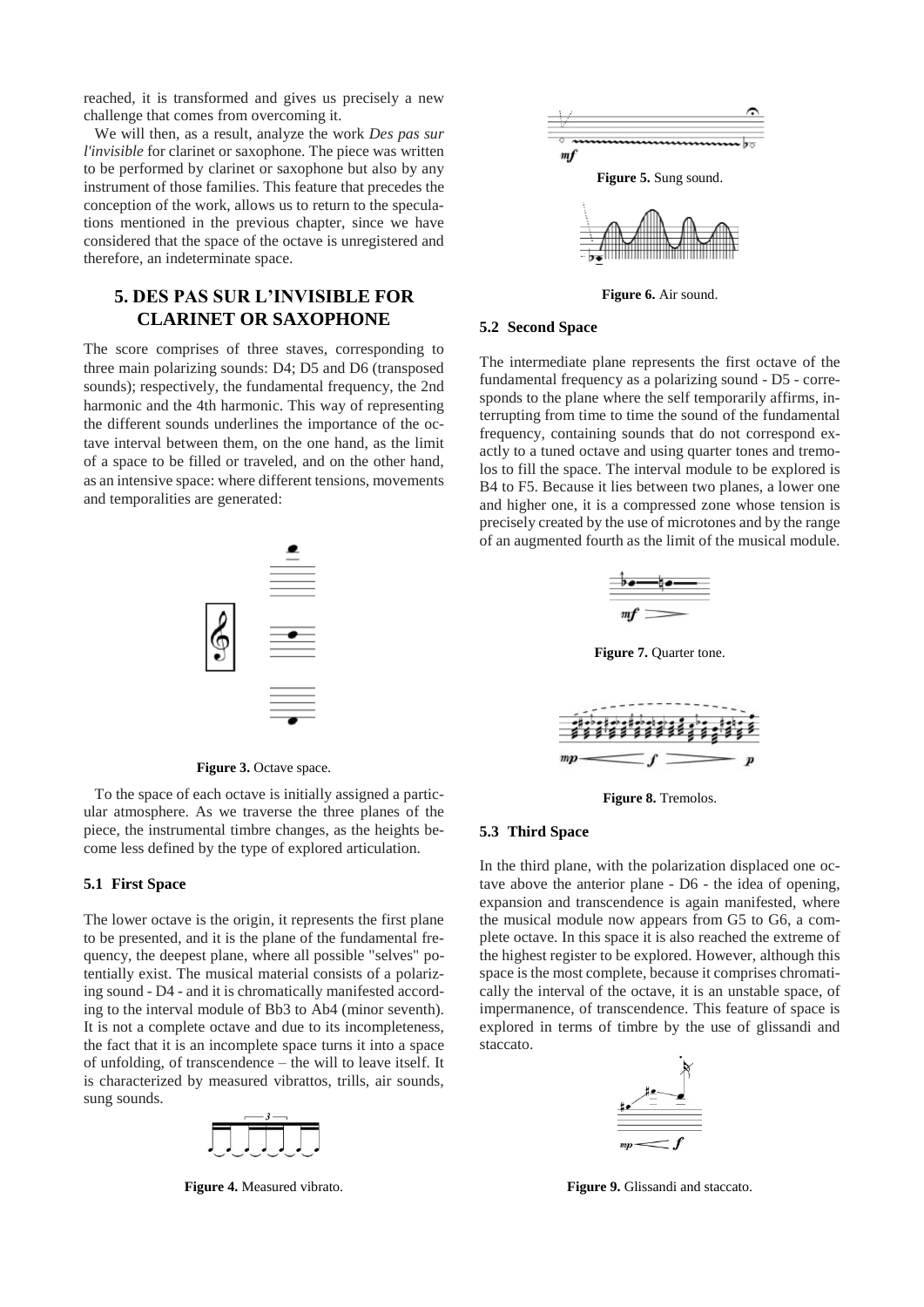reached, it is transformed and gives us precisely a new challenge that comes from overcoming it.

We will then, as a result, analyze the work *Des pas sur l'invisible* for clarinet or saxophone. The piece was written to be performed by clarinet or saxophone but also by any instrument of those families. This feature that precedes the conception of the work, allows us to return to the speculations mentioned in the previous chapter, since we have considered that the space of the octave is unregistered and therefore, an indeterminate space.

## 5. DES PAS SUR L'INVISIBLE FOR CLARINET OR SAXOPHONE

The score comprises of three staves, corresponding to three main polarizing sounds: D4; D5 and D6 (transposed sounds); respectively, the fundamental frequency, the 2nd harmonic and the 4th harmonic. This way of representing the different sounds underlines the importance of the octave interval between them, on the one hand, as the limit of a space to be filled or traveled, and on the other hand, as an intensive space: where different tensions, movements and temporalities are generated:

**Figure 3.** Octave space.

To the space of each octave is initially assigned a particular atmosphere. As we traverse the three planes of the piece, the instrumental timbre changes, as the heights become less defined by the type of explored articulation.

### 5.1 First Space

The lower octave is the origin, it represents the first plane to be presented, and it is the plane of the fundamental frequency, the deepest plane, where all possible "selves" potentially exist. The musical material consists of a polarizing sound - D4 - and it is chromatically manifested according to the interval module of Bb3 to Ab4 (minor seventh). It is not a complete octave and due to its incompleteness, the fact that it is an incomplete space turns it into a space of unfolding, of transcendence – the will to leave itself. It is characterized by measured vibrattos, trills, air sounds, sung sounds.

**Figure 4.** Measured vibrato.

**Figure 5.** Sung sound.

**Figure 6.** Air sound.

### 5.2 Second Space

The intermediate plane represents the first octave of the fundamental frequency as a polarizing sound - D5 - corresponds to the plane where the self temporarily affirms, interrupting from time to time the sound of the fundamental frequency, containing sounds that do not correspond exactly to a tuned octave and using quarter tones and tremolos to fill the space. The interval module to be explored is B4 to F5. Because it lies between two planes, a lower one and higher one, it is a compressed zone whose tension is precisely created by the use of microtones and by the range of an augmented fourth as the limit of the musical module.

**Figure 7.** Quarter tone.

**Figure 8.** Tremolos.

### 5.3 Third Space

In the third plane, with the polarization displaced one octave above the anterior plane - D6 - the idea of opening, expansion and transcendence is again manifested, where the musical module now appears from G5 to G6, a complete octave. In this space it is also reached the extreme of the highest register to be explored. However, although this space is the most complete, because it comprises chromatically the interval of the octave, it is an unstable space, of impermanence, of transcendence. This feature of space is explored in terms of timbre by the use of glissandi and staccato.

**Figure 9.** Glissandi and staccato.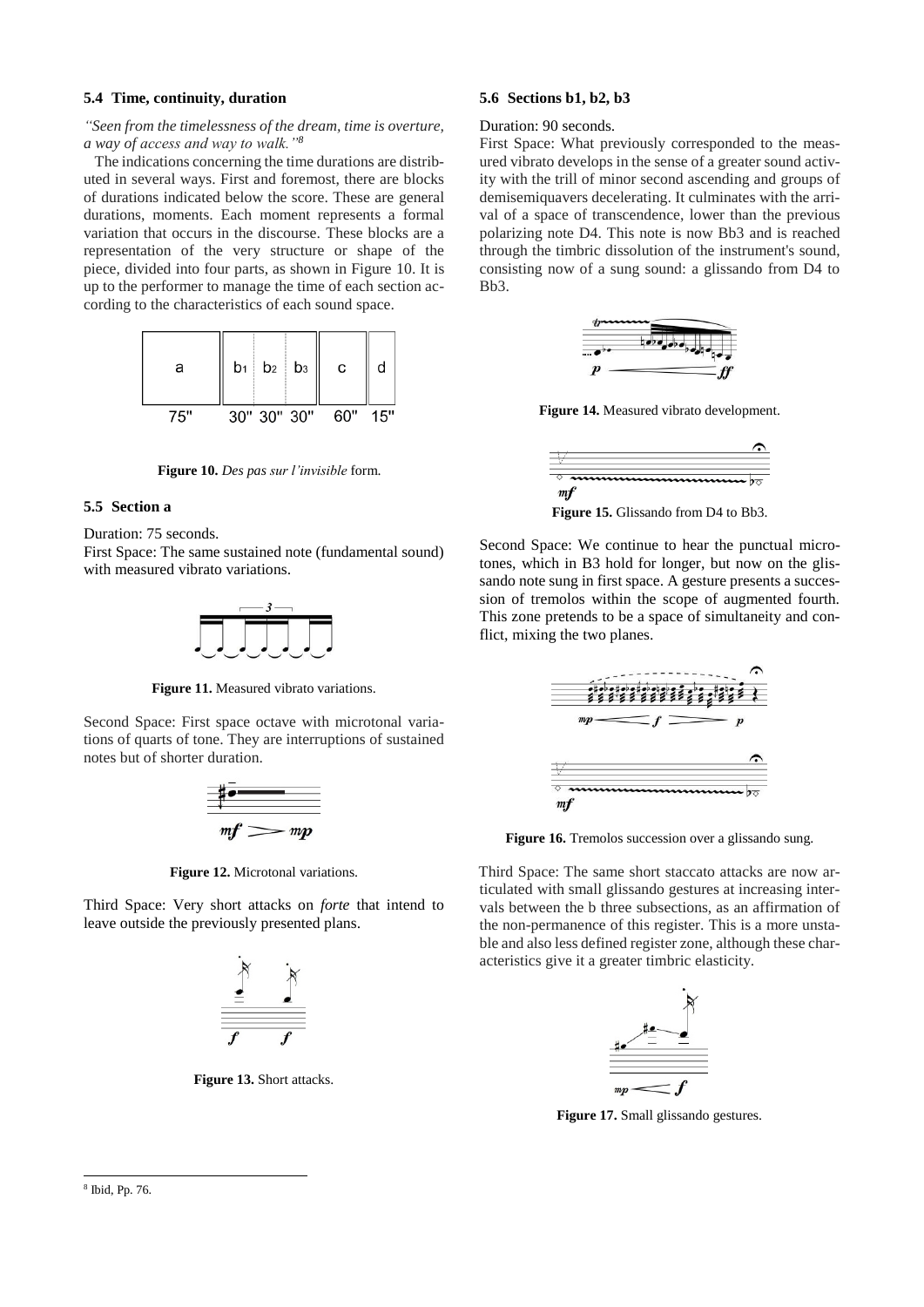### 5.4 Time, continuity, duration

*"Seen from the timelessness of the dream, time is overture, a way of access and way to walk."*[8]

The indications concerning the time durations are distributed in several ways. First and foremost, there are blocks of durations indicated below the score. These are general durations, moments. Each moment represents a formal variation that occurs in the discourse. These blocks are a representation of the very structure or shape of the piece, divided into four parts, as shown in Figure 10. It is up to the performer to manage the time of each section according to the characteristics of each sound space.

**Figure 10.** *Des pas sur l'invisible* form.

### 5.5 Section a

Duration: 75 seconds.

First Space: The same sustained note (fundamental sound) with measured vibrato variations.

**Figure 11.** Measured vibrato variations.

Second Space: First space octave with microtonal variations of quarts of tone. They are interruptions of sustained notes but of shorter duration.

**Figure 12.** Microtonal variations.

Third Space: Very short attacks on *forte* that intend to leave outside the previously presented plans.

**Figure 13.** Short attacks.

### 5.6 Sections b1, b2, b3

Duration: 90 seconds.

First Space: What previously corresponded to the measured vibrato develops in the sense of a greater sound activity with the trill of minor second ascending and groups of demisemiquavers decelerating. It culminates with the arrival of a space of transcendence, lower than the previous polarizing note D4. This note is now Bb3 and is reached through the timbric dissolution of the instrument's sound, consisting now of a sung sound: a glissando from D4 to Bb3.

**Figure 14.** Measured vibrato development.

**Figure 15.** Glissando from D4 to Bb3.

Second Space: We continue to hear the punctual microtones, which in B3 hold for longer, but now on the glissando note sung in first space. A gesture presents a succession of tremolos within the scope of augmented fourth. This zone pretends to be a space of simultaneity and conflict, mixing the two planes.

**Figure 16.** Tremolos succession over a glissando sung.

Third Space: The same short staccato attacks are now articulated with small glissando gestures at increasing intervals between the b three subsections, as an affirmation of the non-permanence of this register. This is a more unstable and also less defined register zone, although these characteristics give it a greater timbric elasticity.

**Figure 17.** Small glissando gestures.

[8] Ibid, Pp. 76.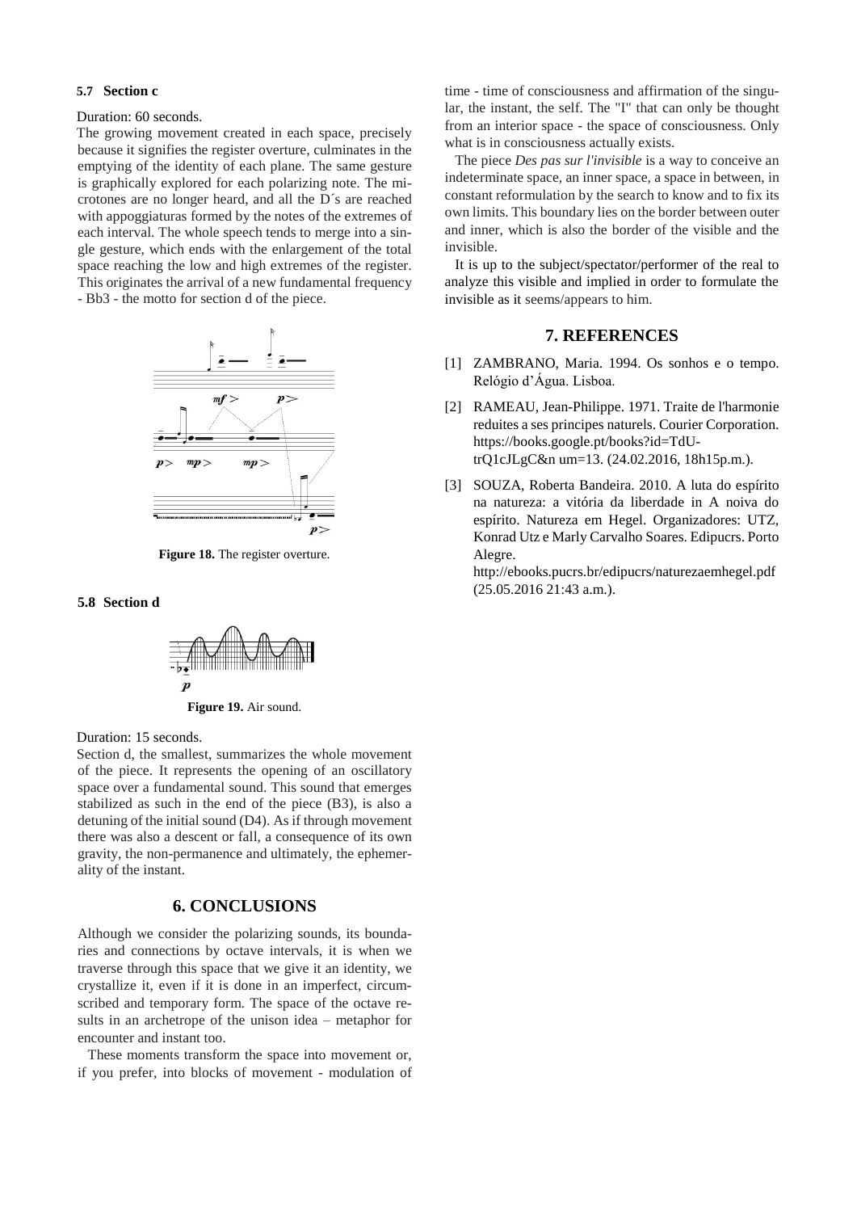### 5.7 Section c

Duration: 60 seconds.

The growing movement created in each space, precisely because it signifies the register overture, culminates in the emptying of the identity of each plane. The same gesture is graphically explored for each polarizing note. The microtones are no longer heard, and all the D´s are reached with appoggiaturas formed by the notes of the extremes of each interval. The whole speech tends to merge into a single gesture, which ends with the enlargement of the total space reaching the low and high extremes of the register. This originates the arrival of a new fundamental frequency - Bb3 - the motto for section d of the piece.

**Figure 18.** The register overture.

### 5.8 Section d

**Figure 19.** Air sound.

Duration: 15 seconds.

Section d, the smallest, summarizes the whole movement of the piece. It represents the opening of an oscillatory space over a fundamental sound. This sound that emerges stabilized as such in the end of the piece (B3), is also a detuning of the initial sound (D4). As if through movement there was also a descent or fall, a consequence of its own gravity, the non-permanence and ultimately, the ephemerality of the instant.

## 6. CONCLUSIONS

Although we consider the polarizing sounds, its boundaries and connections by octave intervals, it is when we traverse through this space that we give it an identity, we crystallize it, even if it is done in an imperfect, circumscribed and temporary form. The space of the octave results in an archetrope of the unison idea – metaphor for encounter and instant too.

These moments transform the space into movement or, if you prefer, into blocks of movement - modulation of time - time of consciousness and affirmation of the singular, the instant, the self. The "I" that can only be thought from an interior space - the space of consciousness. Only what is in consciousness actually exists.

The piece *Des pas sur l'invisible* is a way to conceive an indeterminate space, an inner space, a space in between, in constant reformulation by the search to know and to fix its own limits. This boundary lies on the border between outer and inner, which is also the border of the visible and the invisible.

It is up to the subject/spectator/performer of the real to analyze this visible and implied in order to formulate the invisible as it seems/appears to him.

## 7. REFERENCES

[1] ZAMBRANO, Maria. 1994. Os sonhos e o tempo. Relógio d'Água. Lisboa.

[2] RAMEAU, Jean-Philippe. 1971. Traite de l'harmonie reduites a ses principes naturels. Courier Corporation. https://books.google.pt/books?id=TdU-trQ1cJLgC&n um=13. (24.02.2016, 18h15p.m.).

[3] SOUZA, Roberta Bandeira. 2010. A luta do espírito na natureza: a vitória da liberdade in A noiva do espírito. Natureza em Hegel. Organizadores: UTZ, Konrad Utz e Marly Carvalho Soares. Edipucrs. Porto Alegre. http://ebooks.pucrs.br/edipucrs/naturezaemhegel.pdf (25.05.2016 21:43 a.m.).